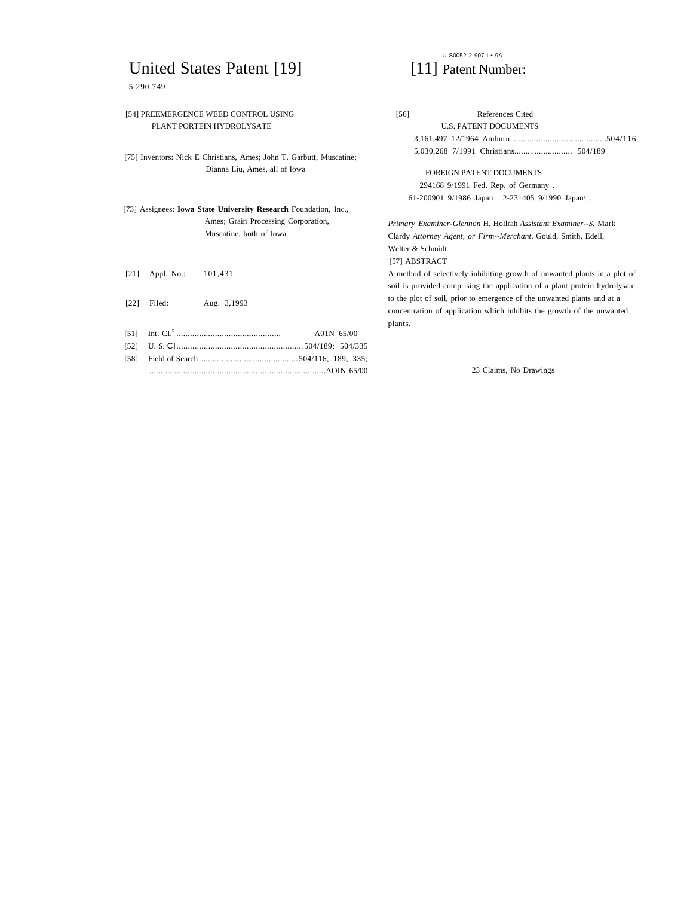U S0052 2 907 I • 9A

# United States Patent [19]

5 290 749

[11] Patent Number:

[54] PREEMERGENCE WEED CONTROL USING PLANT PORTEIN HYDROLYSATE

[75] Inventors: Nick E Christians, Ames; John T. Garbutt, Muscatine; Dianna Liu, Ames, all of Iowa

[73] Assignees: **Iowa State University Research** Foundation, Inc., Ames; Grain Processing Corporation, Muscatine, both of lowa

[21] Appl. No.: 101,431

[22] Filed: Aug. 3,1993

[51] Int. CI.[5] ..............................................\_ A01N 65/00

[52] U. S. Cl ....................................................... 504/189; 504/335

[58] Field of Search ........................................... 504/116, 189, 335; ............................................................................AOIN 65/00

[56] References Cited

U.S. PATENT DOCUMENTS

3,161,497 12/1964 Amburn .........................................504/116

5,030,268 7/1991 Christians.......................... 504/189

FOREIGN PATENT DOCUMENTS

294168 9/1991 Fed. Rep. of Germany .

61-200901 9/1986 Japan . 2-231405 9/1990 Japan\ .

*Primary Examiner-Glennon* H. Hollrah *Assistant Examiner--S.* Mark Clardy *Attorney Agent, or Firm--Merchant*, Gould, Smith, Edell, Welter & Schmidt

[57] ABSTRACT

A method of selectively inhibiting growth of unwanted plants in a plot of soil is provided comprising the application of a plant protein hydrolysate to the plot of soil, prior to emergence of the unwanted plants and at a concentration of application which inhibits the growth of the unwanted plants.

23 Claims, No Drawings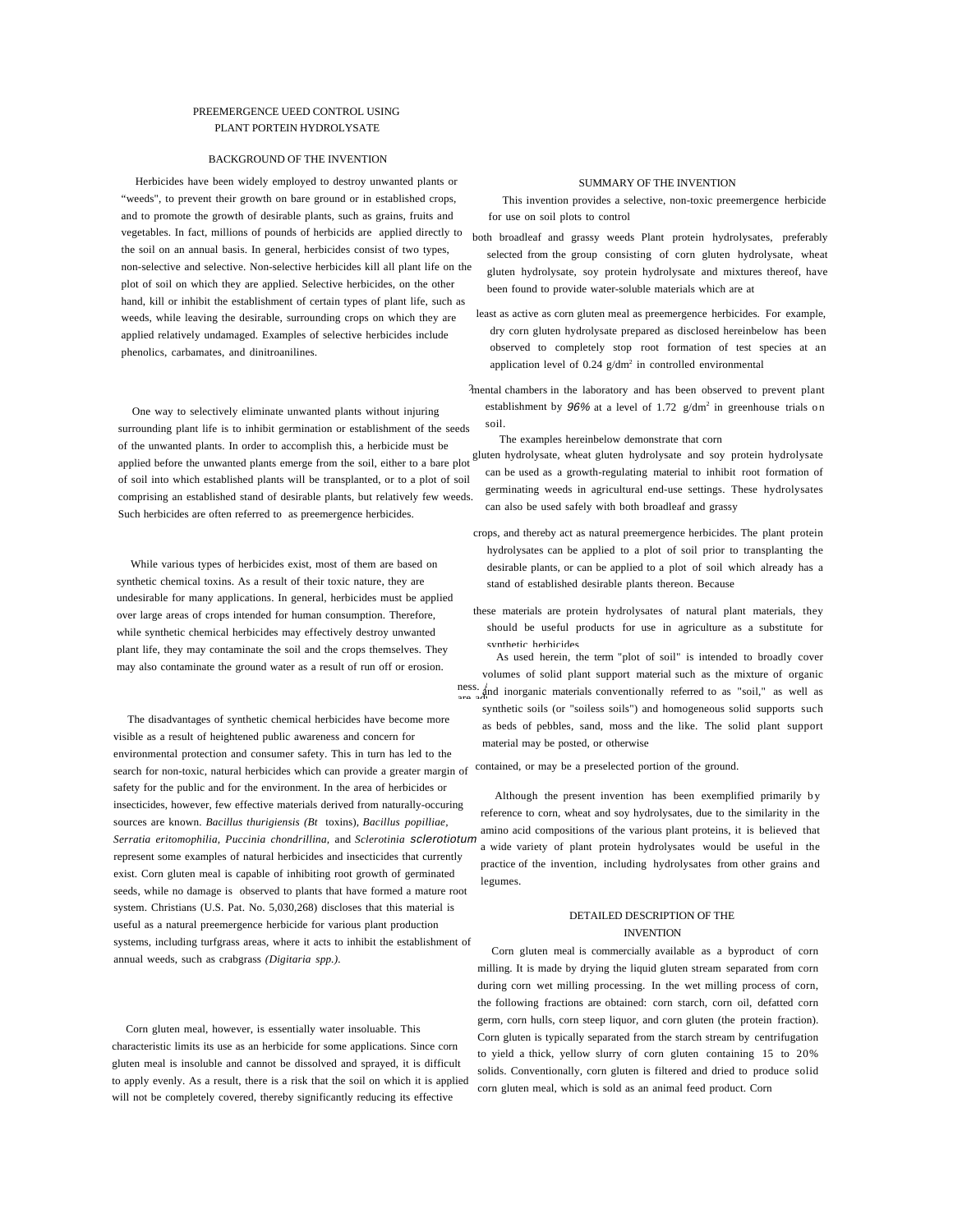PREEMERGENCE UEED CONTROL USING PLANT PORTEIN HYDROLYSATE

## BACKGROUND OF THE INVENTION

Herbicides have been widely employed to destroy unwanted plants or "weeds", to prevent their growth on bare ground or in established crops, and to promote the growth of desirable plants, such as grains, fruits and vegetables. In fact, millions of pounds of herbicids are applied directly to the soil on an annual basis. In general, herbicides consist of two types, non-selective and selective. Non-selective herbicides kill all plant life on the plot of soil on which they are applied. Selective herbicides, on the other hand, kill or inhibit the establishment of certain types of plant life, such as weeds, while leaving the desirable, surrounding crops on which they are applied relatively undamaged. Examples of selective herbicides include phenolics, carbamates, and dinitroanilines.

One way to selectively eliminate unwanted plants without injuring surrounding plant life is to inhibit germination or establishment of the seeds of the unwanted plants. In order to accomplish this, a herbicide must be applied before the unwanted plants emerge from the soil, either to a bare plot of soil into which established plants will be transplanted, or to a plot of soil comprising an established stand of desirable plants, but relatively few weeds. Such herbicides are often referred to as preemergence herbicides.

While various types of herbicides exist, most of them are based on synthetic chemical toxins. As a result of their toxic nature, they are undesirable for many applications. In general, herbicides must be applied over large areas of crops intended for human consumption. Therefore, while synthetic chemical herbicides may effectively destroy unwanted plant life, they may contaminate the soil and the crops themselves. They may also contaminate the ground water as a result of run off or erosion.

The disadvantages of synthetic chemical herbicides have become more visible as a result of heightened public awareness and concern for environmental protection and consumer safety. This in turn has led to the search for non-toxic, natural herbicides which can provide a greater margin of safety for the public and for the environment. In the area of herbicides or insecticides, however, few effective materials derived from naturally-occuring sources are known. *Bacillus thurigiensis (Bt* toxins), *Bacillus popilliae*, *Serratia eritomophilia*, *Puccinia chondrillina*, and *Sclerotinia sclerotiotum* represent some examples of natural herbicides and insecticides that currently exist. Corn gluten meal is capable of inhibiting root growth of germinated seeds, while no damage is observed to plants that have formed a mature root system. Christians (U.S. Pat. No. 5,030,268) discloses that this material is useful as a natural preemergence herbicide for various plant production systems, including turfgrass areas, where it acts to inhibit the establishment of annual weeds, such as crabgrass *(Digitaria spp.)*.

Corn gluten meal, however, is essentially water insoluable. This characteristic limits its use as an herbicide for some applications. Since corn gluten meal is insoluble and cannot be dissolved and sprayed, it is difficult to apply evenly. As a result, there is a risk that the soil on which it is applied will not be completely covered, thereby significantly reducing its effective

## SUMMARY OF THE INVENTION

This invention provides a selective, non-toxic preemergence herbicide for use on soil plots to control both broadleaf and grassy weeds Plant protein hydrolysates, preferably selected from the group consisting of corn gluten hydrolysate, wheat gluten hydrolysate, soy protein hydrolysate and mixtures thereof, have been found to provide water-soluble materials which are at least as active as corn gluten meal as preemergence herbicides. For example, dry corn gluten hydrolysate prepared as disclosed hereinbelow has been observed to completely stop root formation of test species at an application level of 0.24 g/dm$^2$ in controlled environmental mental chambers in the laboratory and has been observed to prevent plant establishment by 96% at a level of 1.72 g/dm$^2$ in greenhouse trials on soil.

The examples hereinbelow demonstrate that corn gluten hydrolysate, wheat gluten hydrolysate and soy protein hydrolysate can be used as a growth-regulating material to inhibit root formation of germinating weeds in agricultural end-use settings. These hydrolysates can also be used safely with both broadleaf and grassy crops, and thereby act as natural preemergence herbicides. The plant protein hydrolysates can be applied to a plot of soil prior to transplanting the desirable plants, or can be applied to a plot of soil which already has a stand of established desirable plants thereon. Because these materials are protein hydrolysates of natural plant materials, they should be useful products for use in agriculture as a substitute for synthetic herbicides.

As used herein, the term "plot of soil" is intended to broadly cover volumes of solid plant support material such as the mixture of organic and inorganic materials conventionally referred to as "soil," as well as synthetic soils (or "soiless soils") and homogeneous solid supports such as beds of pebbles, sand, moss and the like. The solid plant support material may be posted, or otherwise contained, or may be a preselected portion of the ground.

Although the present invention has been exemplified primarily by reference to corn, wheat and soy hydrolysates, due to the similarity in the amino acid compositions of the various plant proteins, it is believed that a wide variety of plant protein hydrolysates would be useful in the practice of the invention, including hydrolysates from other grains and legumes.

## DETAILED DESCRIPTION OF THE INVENTION

Corn gluten meal is commercially available as a byproduct of corn milling. It is made by drying the liquid gluten stream separated from corn during corn wet milling processing. In the wet milling process of corn, the following fractions are obtained: corn starch, corn oil, defatted corn germ, corn hulls, corn steep liquor, and corn gluten (the protein fraction). Corn gluten is typically separated from the starch stream by centrifugation to yield a thick, yellow slurry of corn gluten containing 15 to 20% solids. Conventionally, corn gluten is filtered and dried to produce solid corn gluten meal, which is sold as an animal feed product. Corn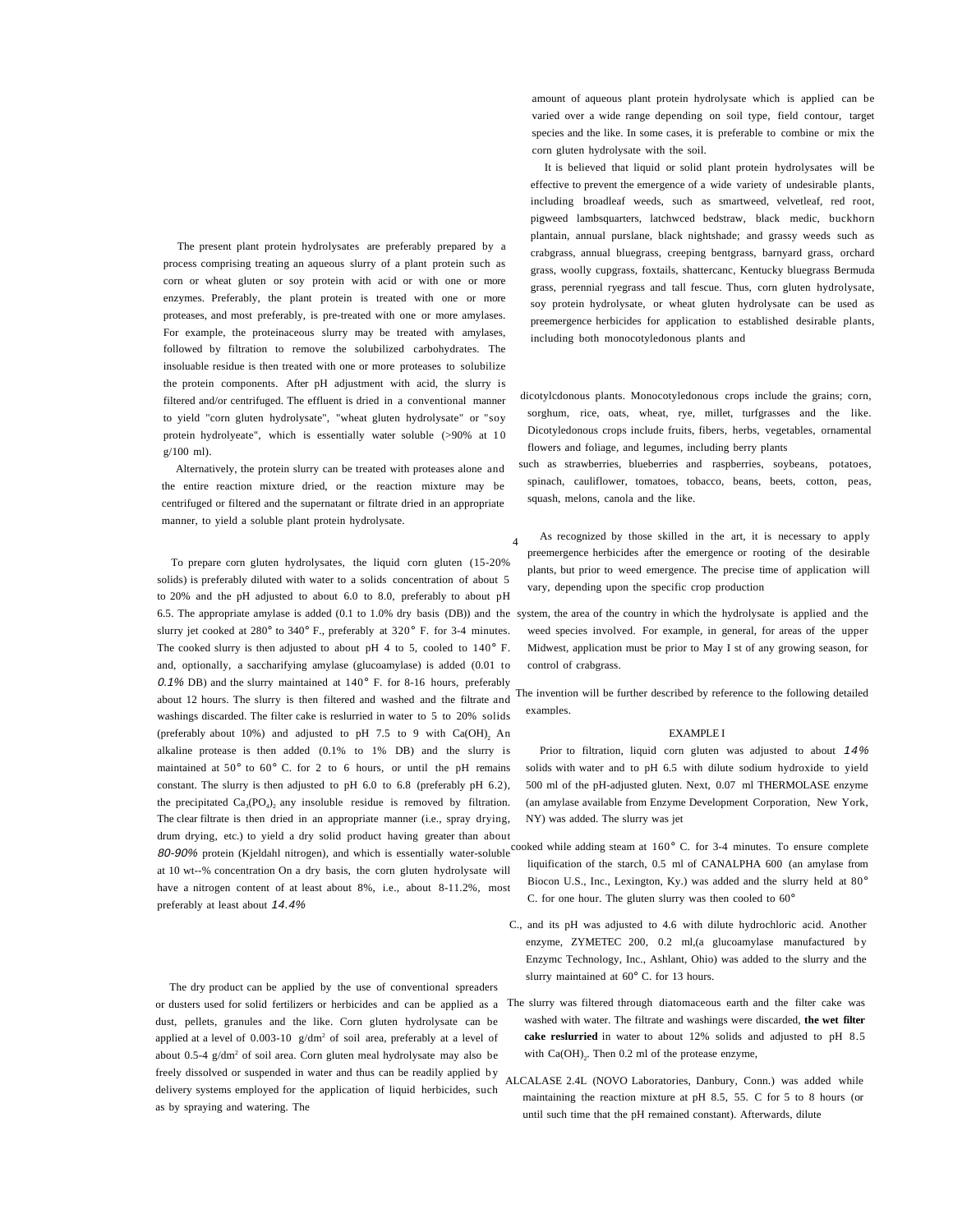The present plant protein hydrolysates are preferably prepared by a process comprising treating an aqueous slurry of a plant protein such as corn or wheat gluten or soy protein with acid or with one or more enzymes. Preferably, the plant protein is treated with one or more proteases, and most preferably, is pre-treated with one or more amylases. For example, the proteinaceous slurry may be treated with amylases, followed by filtration to remove the solubilized carbohydrates. The insoluable residue is then treated with one or more proteases to solubilize the protein components. After pH adjustment with acid, the slurry is filtered and/or centrifuged. The effluent is dried in a conventional manner to yield "corn gluten hydrolysate", "wheat gluten hydrolysate" or "soy protein hydrolyeate", which is essentially water soluble (>90% at 10 g/100 ml).

Alternatively, the protein slurry can be treated with proteases alone and the entire reaction mixture dried, or the reaction mixture may be centrifuged or filtered and the supernatant or filtrate dried in an appropriate manner, to yield a soluble plant protein hydrolysate.

To prepare corn gluten hydrolysates, the liquid corn gluten (15-20% solids) is preferably diluted with water to a solids concentration of about 5 to 20% and the pH adjusted to about 6.0 to 8.0, preferably to about pH 6.5. The appropriate amylase is added (0.1 to 1.0% dry basis (DB)) and the slurry jet cooked at 280° to 340° F., preferably at 320° F. for 3-4 minutes. The cooked slurry is then adjusted to about pH 4 to 5, cooled to 140° F. and, optionally, a saccharifying amylase (glucoamylase) is added (0.01 to *0.1%* DB) and the slurry maintained at 140° F. for 8-16 hours, preferably about 12 hours. The slurry is then filtered and washed and the filtrate and washings discarded. The filter cake is reslurried in water to 5 to 20% solids (preferably about 10%) and adjusted to pH 7.5 to 9 with $Ca(OH)_2$ An alkaline protease is then added (0.1% to 1% DB) and the slurry is maintained at 50° to 60° C. for 2 to 6 hours, or until the pH remains constant. The slurry is then adjusted to pH 6.0 to 6.8 (preferably pH 6.2), the precipitated $Ca_3(PO_4)_2$ any insoluble residue is removed by filtration. The clear filtrate is then dried in an appropriate manner (i.e., spray drying, drum drying, etc.) to yield a dry solid product having greater than about *80-90%* protein (Kjeldahl nitrogen), and which is essentially water-soluble at 10 wt--% concentration On a dry basis, the corn gluten hydrolysate will have a nitrogen content of at least about 8%, i.e., about 8-11.2%, most preferably at least about *14.4%*

The dry product can be applied by the use of conventional spreaders or dusters used for solid fertilizers or herbicides and can be applied as a dust, pellets, granules and the like. Corn gluten hydrolysate can be applied at a level of 0.003-10 g/dm² of soil area, preferably at a level of about 0.5-4 g/dm² of soil area. Corn gluten meal hydrolysate may also be freely dissolved or suspended in water and thus can be readily applied by delivery systems employed for the application of liquid herbicides, such as by spraying and watering. The amount of aqueous plant protein hydrolysate which is applied can be varied over a wide range depending on soil type, field contour, target species and the like. In some cases, it is preferable to combine or mix the corn gluten hydrolysate with the soil.

It is believed that liquid or solid plant protein hydrolysates will be effective to prevent the emergence of a wide variety of undesirable plants, including broadleaf weeds, such as smartweed, velvetleaf, red root, pigweed lambsquarters, latchwced bedstraw, black medic, buckhorn plantain, annual purslane, black nightshade; and grassy weeds such as crabgrass, annual bluegrass, creeping bentgrass, barnyard grass, orchard grass, woolly cupgrass, foxtails, shattercanc, Kentucky bluegrass Bermuda grass, perennial ryegrass and tall fescue. Thus, corn gluten hydrolysate, soy protein hydrolysate, or wheat gluten hydrolysate can be used as preemergence herbicides for application to established desirable plants, including both monocotyledonous plants and dicotylcdonous plants. Monocotyledonous crops include the grains; corn, sorghum, rice, oats, wheat, rye, millet, turfgrasses and the like. Dicotyledonous crops include fruits, fibers, herbs, vegetables, ornamental flowers and foliage, and legumes, including berry plants such as strawberries, blueberries and raspberries, soybeans, potatoes, spinach, cauliflower, tomatoes, tobacco, beans, beets, cotton, peas, squash, melons, canola and the like.

As recognized by those skilled in the art, it is necessary to apply preemergence herbicides after the emergence or rooting of the desirable plants, but prior to weed emergence. The precise time of application will vary, depending upon the specific crop production system, the area of the country in which the hydrolysate is applied and the weed species involved. For example, in general, for areas of the upper Midwest, application must be prior to May I st of any growing season, for control of crabgrass.

The invention will be further described by reference to the following detailed examples.

EXAMPLE I

Prior to filtration, liquid corn gluten was adjusted to about *14%* solids with water and to pH 6.5 with dilute sodium hydroxide to yield 500 ml of the pH-adjusted gluten. Next, 0.07 ml THERMOLASE enzyme (an amylase available from Enzyme Development Corporation, New York, NY) was added. The slurry was jet cooked while adding steam at 160° C. for 3-4 minutes. To ensure complete liquification of the starch, 0.5 ml of CANALPHA 600 (an amylase from Biocon U.S., Inc., Lexington, Ky.) was added and the slurry held at 80° C. for one hour. The gluten slurry was then cooled to 60° C., and its pH was adjusted to 4.6 with dilute hydrochloric acid. Another enzyme, ZYMETEC 200, 0.2 ml,(a glucoamylase manufactured by Enzymc Technology, Inc., Ashlant, Ohio) was added to the slurry and the slurry maintained at 60° C. for 13 hours.

The slurry was filtered through diatomaceous earth and the filter cake was washed with water. The filtrate and washings were discarded, **the wet filter cake reslurried** in water to about 12% solids and adjusted to pH 8.5 with $Ca(OH)_2$. Then 0.2 ml of the protease enzyme, ALCALASE 2.4L (NOVO Laboratories, Danbury, Conn.) was added while maintaining the reaction mixture at pH 8.5, 55. C for 5 to 8 hours (or until such time that the pH remained constant). Afterwards, dilute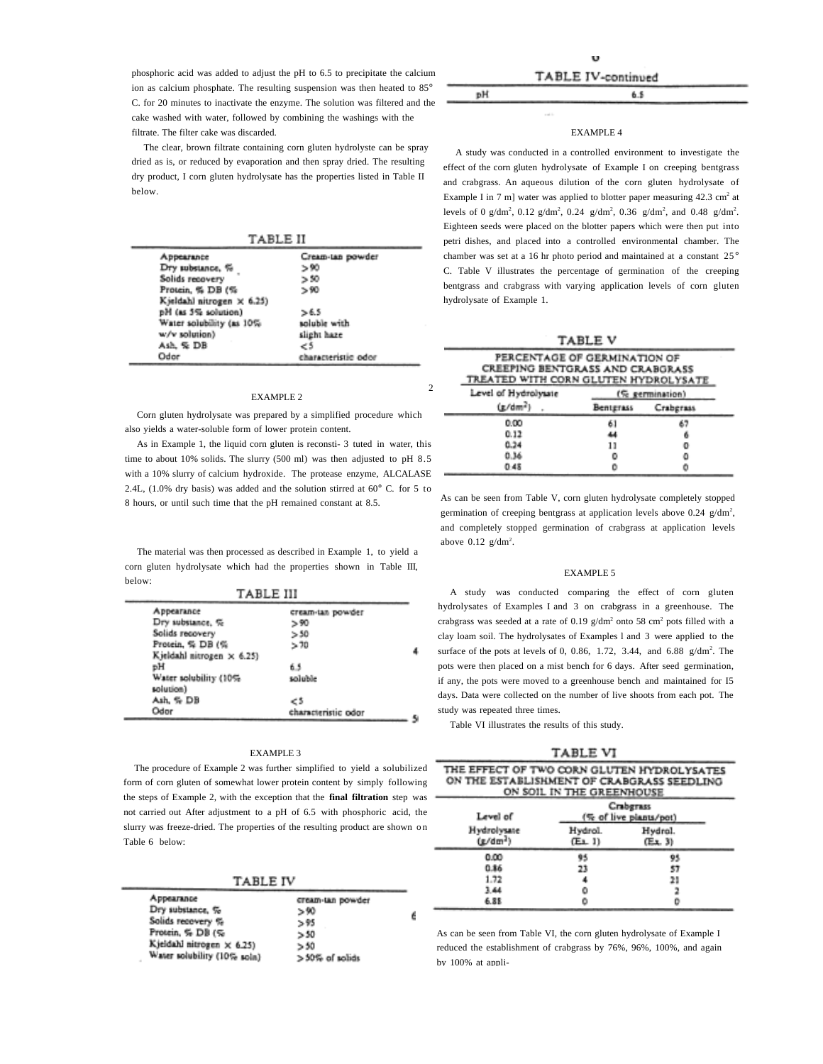phosphoric acid was added to adjust the pH to 6.5 to precipitate the calcium ion as calcium phosphate. The resulting suspension was then heated to 85° C. for 20 minutes to inactivate the enzyme. The solution was filtered and the cake washed with water, followed by combining the washings with the filtrate. The filter cake was discarded.

The clear, brown filtrate containing corn gluten hydrolyste can be spray dried as is, or reduced by evaporation and then spray dried. The resulting dry product, I corn gluten hydrolysate has the properties listed in Table II below.

TABLE II

| | |
|---|---|
| Appearance | Cream-tan powder |
| Dry substance, % | >90 |
| Solids recovery | >50 |
| Protein, % DB (% Kjeldahl nitrogen × 6.25) | >90 |
| pH (as 5% solution) | >6.5 |
| Water solubility (as 10% w/v solution) | soluble with slight haze |
| Ash, % DB | <5 |
| Odor | characteristic odor |

EXAMPLE 2

Corn gluten hydrolysate was prepared by a simplified procedure which also yields a water-soluble form of lower protein content.

As in Example 1, the liquid corn gluten is reconsti- 3 tuted in water, this time to about 10% solids. The slurry (500 ml) was then adjusted to pH 8.5 with a 10% slurry of calcium hydroxide. The protease enzyme, ALCALASE 2.4L, (1.0% dry basis) was added and the solution stirred at 60° C. for 5 to 8 hours, or until such time that the pH remained constant at 8.5.

The material was then processed as described in Example 1, to yield a corn gluten hydrolysate which had the properties shown in Table III, below:

TABLE III

| | |
|---|---|
| Appearance | cream-tan powder |
| Dry substance, % | >90 |
| Solids recovery | >50 |
| Protein, % DB (% Kjeldahl nitrogen × 6.25) | >70 |
| pH | 6.5 |
| Water solubility (10% solution) | soluble |
| Ash, % DB | <5 |
| Odor | characteristic odor |

EXAMPLE 3

The procedure of Example 2 was further simplified to yield a solubilized form of corn gluten of somewhat lower protein content by simply following the steps of Example 2, with the exception that the **final filtration** step was not carried out After adjustment to a pH of 6.5 with phosphoric acid, the slurry was freeze-dried. The properties of the resulting product are shown on Table 6 below:

TABLE IV

| | |
|---|---|
| Appearance | cream-tan powder |
| Dry substance, % | >90 |
| Solids recovery % | >95 |
| Protein, % DB (% Kjeldahl nitrogen × 6.25) | >50 |
| Water solubility (10% soln) | >50% of solids |
| pH | 6.5 |

EXAMPLE 4

A study was conducted in a controlled environment to investigate the effect of the corn gluten hydrolysate of Example I on creeping bentgrass and crabgrass. An aqueous dilution of the corn gluten hydrolysate of Example I in 7 ml water was applied to blotter paper measuring 42.3 $cm^2$ at levels of 0 $g/dm^2$, 0.12 $g/dm^2$, 0.24 $g/dm^2$, 0.36 $g/dm^2$, and 0.48 $g/dm^2$. Eighteen seeds were placed on the blotter papers which were then put into petri dishes, and placed into a controlled environmental chamber. The chamber was set at a 16 hr photo period and maintained at a constant 25° C. Table V illustrates the percentage of germination of the creeping bentgrass and crabgrass with varying application levels of corn gluten hydrolysate of Example 1.

TABLE V

PERCENTAGE OF GERMINATION OF CREEPING BENTGRASS AND CRABGRASS TREATED WITH CORN GLUTEN HYDROLYSATE

| Level of Hydrolysate ($g/dm^2$) | (% germination) Bentgrass | Crabgrass |
|---|---|---|
| 0.00 | 61 | 67 |
| 0.12 | 44 | 6 |
| 0.24 | 11 | 0 |
| 0.36 | 0 | 0 |
| 0.48 | 0 | 0 |

As can be seen from Table V, corn gluten hydrolysate completely stopped germination of creeping bentgrass at application levels above 0.24 $g/dm^2$, and completely stopped germination of crabgrass at application levels above 0.12 $g/dm^2$.

EXAMPLE 5

A study was conducted comparing the effect of corn gluten hydrolysates of Examples I and 3 on crabgrass in a greenhouse. The crabgrass was seeded at a rate of 0.19 $g/dm^2$ onto 58 $cm^2$ pots filled with a clay loam soil. The hydrolysates of Examples l and 3 were applied to the surface of the pots at levels of 0, 0.86, 1.72, 3.44, and 6.88 $g/dm^2$. The pots were then placed on a mist bench for 6 days. After seed germination, if any, the pots were moved to a greenhouse bench and maintained for 15 days. Data were collected on the number of live shoots from each pot. The study was repeated three times.

Table VI illustrates the results of this study.

TABLE VI

THE EFFECT OF TWO CORN GLUTEN HYDROLYSATES ON THE ESTABLISHMENT OF CRABGRASS SEEDLING ON SOIL IN THE GREENHOUSE

| Level of Hydrolysate ($g/dm^2$) | Crabgrass (% of live plants/pot) Hydrol. (Ex. 1) | Hydrol. (Ex. 3) |
|---|---|---|
| 0.00 | 95 | 95 |
| 0.86 | 23 | 57 |
| 1.72 | 4 | 21 |
| 3.44 | 0 | 2 |
| 6.88 | 0 | 0 |

As can be seen from Table VI, the corn gluten hydrolysate of Example I reduced the establishment of crabgrass by 76%, 96%, 100%, and again by 100% at appli-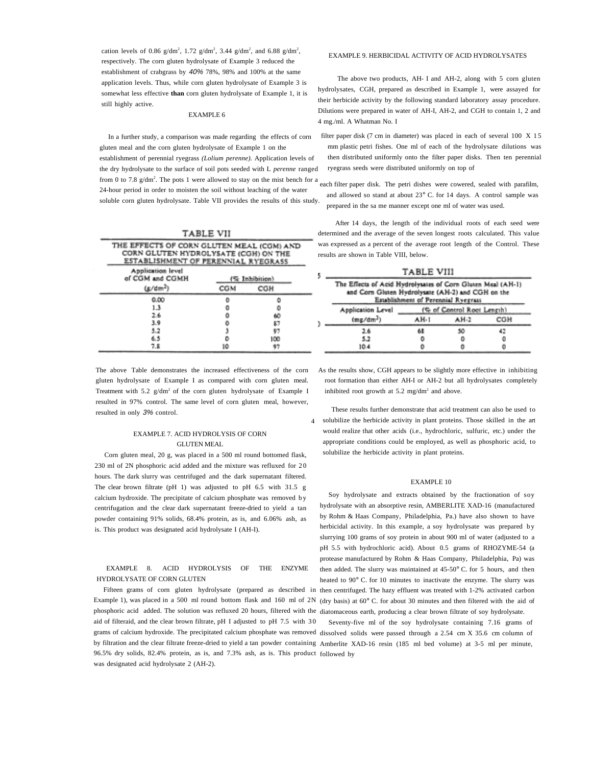cation levels of 0.86 g/dm$^2$, 1.72 g/dm$^2$, 3.44 g/dm$^2$, and 6.88 g/dm$^2$, respectively. The corn gluten hydrolysate of Example 3 reduced the establishment of crabgrass by *40%* 78%, 98% and 100% at the same application levels. Thus, while corn gluten hydrolysate of Example 3 is somewhat less effective **than** corn gluten hydrolysate of Example 1, it is still highly active.

EXAMPLE 6

In a further study, a comparison was made regarding the effects of corn gluten meal and the corn gluten hydrolysate of Example 1 on the establishment of perennial ryegrass *(Lolium perenne).* Application levels of the dry hydrolysate to the surface of soil pots seeded with L *perenne* ranged from 0 to 7.8 g/dm$^2$. The pots 1 were allowed to stay on the mist bench for a 24-hour period in order to moisten the soil without leaching of the water soluble corn gluten hydrolysate. Table VII provides the results of this study.

TABLE VII

THE EFFECTS OF CORN GLUTEN MEAL (CGM) AND CORN GLUTEN HYDROLYSATE (CGH) ON THE ESTABLISHMENT OF PERENNIAL RYEGRASS

| Application level of CGM and CGMH (g/dm$^2$) | (% Inhibition) | |
|---|---|---|
| | CGM | CGH |
| 0.00 | 0 | 0 |
| 1.3 | 0 | 0 |
| 2.6 | 0 | 60 |
| 3.9 | 0 | 87 |
| 5.2 | 3 | 97 |
| 6.5 | 0 | 100 |
| 7.8 | 10 | 97 |

The above Table demonstrates the increased effectiveness of the corn gluten hydrolysate of Example I as compared with corn gluten meal. Treatment with 5.2 g/dm$^2$ of the corn gluten hydrolysate of Example I resulted in 97% control. The same level of corn gluten meal, however, resulted in only *3%* control.

EXAMPLE 7. ACID HYDROLYSIS OF CORN GLUTEN MEAL

Corn gluten meal, 20 g, was placed in a 500 ml round bottomed flask, 230 ml of 2N phosphoric acid added and the mixture was refluxed for 20 hours. The dark slurry was centrifuged and the dark supernatant filtered. The clear brown filtrate (pH 1) was adjusted to pH 6.5 with 31.5 g calcium hydroxide. The precipitate of calcium phosphate was removed by centrifugation and the clear dark supernatant freeze-dried to yield a tan powder containing 91% solids, 68.4% protein, as is, and 6.06% ash, as is. This product was designated acid hydrolysate I (AH-I).

EXAMPLE 8. ACID HYDROLYSIS OF THE ENZYME HYDROLYSATE OF CORN GLUTEN

Fifteen grams of corn gluten hydrolysate (prepared as described in Example 1), was placed in a 500 ml round bottom flask and 160 ml of 2N phosphoric acid added. The solution was refluxed 20 hours, filtered with the aid of filteraid, and the clear brown filtrate, pH I adjusted to pH 7.5 with 30 grams of calcium hydroxide. The precipitated calcium phosphate was removed by filtration and the clear filtrate freeze-dried to yield a tan powder containing 96.5% dry solids, 82.4% protein, as is, and 7.3% ash, as is. This product was designated acid hydrolysate 2 (AH-2).

EXAMPLE 9. HERBICIDAL ACTIVITY OF ACID HYDROLYSATES

The above two products, AH- I and AH-2, along with 5 corn gluten hydrolysates, CGH, prepared as described in Example 1, were assayed for their herbicide activity by the following standard laboratory assay procedure. Dilutions were prepared in water of AH-I, AH-2, and CGH to contain 1, 2 and 4 mg./ml. A Whatman No. I filter paper disk (7 cm in diameter) was placed in each of several 100 X 15 mm plastic petri fishes. One ml of each of the hydrolysate dilutions was then distributed uniformly onto the filter paper disks. Then ten perennial ryegrass seeds were distributed uniformly on top of each filter paper disk. The petri dishes were cowered, sealed with parafilm, and allowed so stand at about 23° C. for 14 days. A control sample was prepared in the sa me manner except one ml of water was used.

After 14 days, the length of the individual roots of each seed were determined and the average of the seven longest roots calculated. This value was expressed as a percent of the average root length of the Control. These results are shown in Table VIII, below.

TABLE VIII

The Effects of Acid Hydrolysates of Corn Gluten Meal (AH-1) and Corn Gluten Hydrolysate (AH-2) and CGH on the Establishment of Perennial Ryegrass

| Application Level (mg/dm$^2$) | (% of Control Root Length) | | |
|---|---|---|---|
| | AH-1 | AH-2 | CGH |
| 2.6 | 68 | 50 | 42 |
| 5.2 | 0 | 0 | 0 |
| 10.4 | 0 | 0 | 0 |

As the results show, CGH appears to be slightly more effective in inhibiting root formation than either AH-I or AH-2 but all hydrolysates completely inhibited root growth at 5.2 mg/dm$^2$ and above.

These results further demonstrate that acid treatment can also be used to solubilize the herbicide activity in plant proteins. Those skilled in the art would realize that other acids (i.e., hydrochloric, sulfuric, etc.) under the appropriate conditions could be employed, as well as phosphoric acid, to solubilize the herbicide activity in plant proteins.

EXAMPLE 10

Soy hydrolysate and extracts obtained by the fractionation of soy hydrolysate with an absorptive resin, AMBERLITE XAD-16 (manufactured by Rohm & Haas Company, Philadelphia, Pa.) have also shown to have herbicidal activity. In this example, a soy hydrolysate was prepared by slurrying 100 grams of soy protein in about 900 ml of water (adjusted to a pH 5.5 with hydrochloric acid). About 0.5 grams of RHOZYME-54 (a protease manufactured by Rohm & Haas Company, Philadelphia, Pa) was then added. The slurry was maintained at 45-50° C. for 5 hours, and then heated to 90° C. for 10 minutes to inactivate the enzyme. The slurry was then centrifuged. The hazy effluent was treated with 1-2% activated carbon (dry basis) at 60° C. for about 30 minutes and then filtered with the aid of diatomaceous earth, producing a clear brown filtrate of soy hydrolysate.

Seventy-five ml of the soy hydrolysate containing 7.16 grams of dissolved solids were passed through a 2.54 cm X 35.6 cm column of Amberlite XAD-16 resin (185 ml bed volume) at 3-5 ml per minute, followed by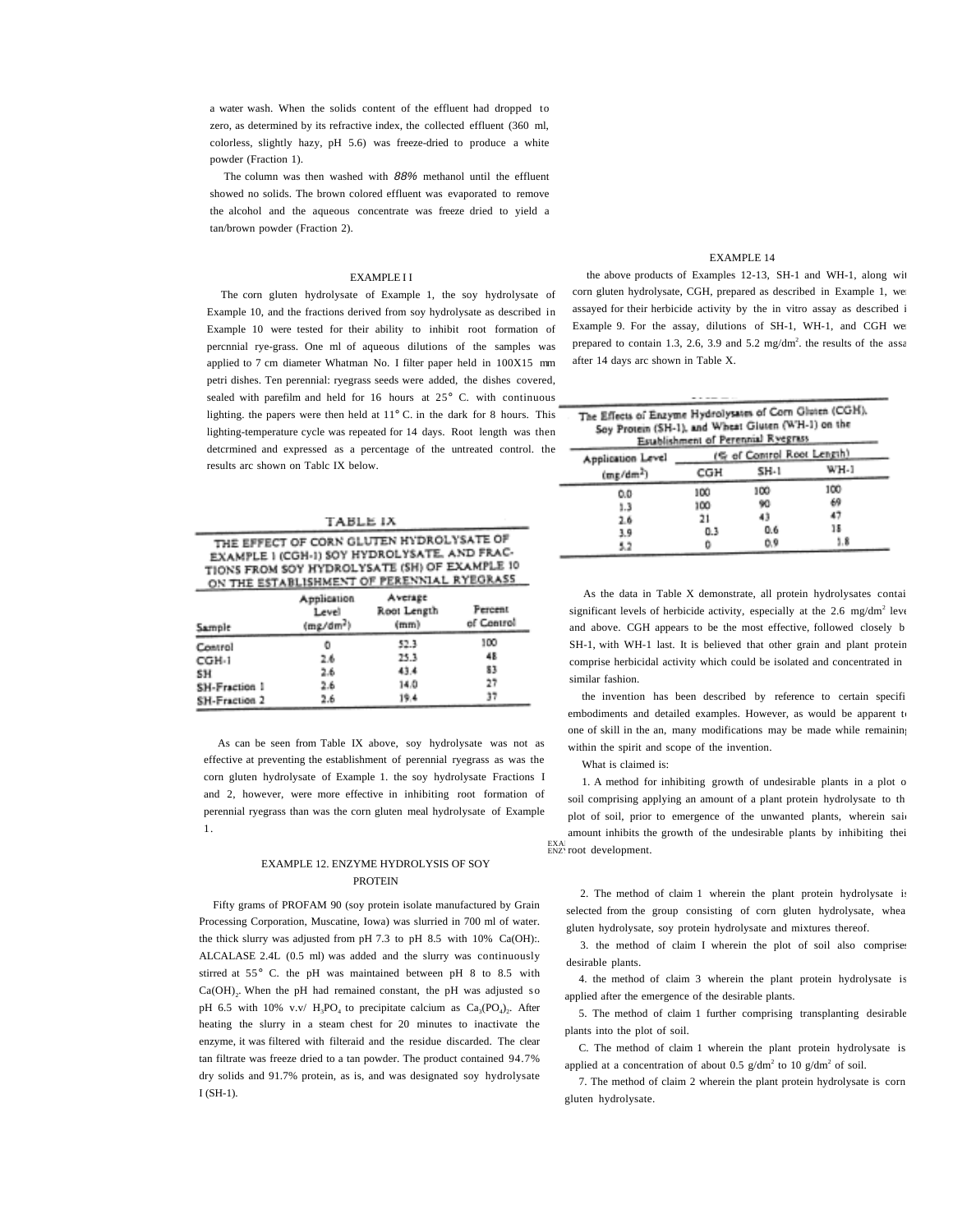a water wash. When the solids content of the effluent had dropped to zero, as determined by its refractive index, the collected effluent (360 ml, colorless, slightly hazy, pH 5.6) was freeze-dried to produce a white powder (Fraction 1).

The column was then washed with 88% methanol until the effluent showed no solids. The brown colored effluent was evaporated to remove the alcohol and the aqueous concentrate was freeze dried to yield a tan/brown powder (Fraction 2).

## EXAMPLE I I

The corn gluten hydrolysate of Example 1, the soy hydrolysate of Example 10, and the fractions derived from soy hydrolysate as described in Example 10 were tested for their ability to inhibit root formation of percnnial rye-grass. One ml of aqueous dilutions of the samples was applied to 7 cm diameter Whatman No. I filter paper held in 100X15 mm petri dishes. Ten perennial: ryegrass seeds were added, the dishes covered, sealed with parefilm and held for 16 hours at 25° C. with continuous lighting. the papers were then held at 11° C. in the dark for 8 hours. This lighting-temperature cycle was repeated for 14 days. Root length was then detcrmined and expressed as a percentage of the untreated control. the results arc shown on Tablc IX below.

TABLE IX

THE EFFECT OF CORN GLUTEN HYDROLYSATE OF EXAMPLE 1 (CGH-1) SOY HYDROLYSATE, AND FRACTIONS FROM SOY HYDROLYSATE (SH) OF EXAMPLE 10 ON THE ESTABLISHMENT OF PERENNIAL RYEGRASS

| Sample | Application Level (mg/dm²) | Average Root Length (mm) | Percent of Control |
|---|---|---|---|
| Control | 0 | 52.3 | 100 |
| CGH-1 | 2.6 | 25.3 | 48 |
| SH | 2.6 | 43.4 | 83 |
| SH-Fraction 1 | 2.6 | 14.0 | 27 |
| SH-Fraction 2 | 2.6 | 19.4 | 37 |

As can be seen from Table IX above, soy hydrolysate was not as effective at preventing the establishment of perennial ryegrass as was the corn gluten hydrolysate of Example 1. the soy hydrolysate Fractions I and 2, however, were more effective in inhibiting root formation of perennial ryegrass than was the corn gluten meal hydrolysate of Example 1.

## EXAMPLE 12. ENZYME HYDROLYSIS OF SOY PROTEIN

Fifty grams of PROFAM 90 (soy protein isolate manufactured by Grain Processing Corporation, Muscatine, Iowa) was slurried in 700 ml of water. the thick slurry was adjusted from pH 7.3 to pH 8.5 with 10% Ca(OH):. ALCALASE 2.4L (0.5 ml) was added and the slurry was continuously stirred at 55° C. the pH was maintained between pH 8 to 8.5 with $Ca(OH)_2$. When the pH had remained constant, the pH was adjusted so pH 6.5 with 10% v.v/ $H_3PO_4$ to precipitate calcium as $Ca_3(PO_4)_2$. After heating the slurry in a steam chest for 20 minutes to inactivate the enzyme, it was filtered with filteraid and the residue discarded. The clear tan filtrate was freeze dried to a tan powder. The product contained 94.7% dry solids and 91.7% protein, as is, and was designated soy hydrolysate I (SH-1).

## EXAMPLE 14

the above products of Examples 12-13, SH-1 and WH-1, along wit corn gluten hydrolysate, CGH, prepared as described in Example 1, we assayed for their herbicide activity by the in vitro assay as described i Example 9. For the assay, dilutions of SH-1, WH-1, and CGH we prepared to contain 1.3, 2.6, 3.9 and 5.2 mg/dm². the results of the assa after 14 days arc shown in Table X.

The Effects of Enzyme Hydrolysates of Corn Gluten (CGH), Soy Protein (SH-1), and Wheat Gluten (WH-1) on the Establishment of Perennial Ryegrass

| Application Level (mg/dm²) | (% of Control Root Length) | | |
|---|---|---|---|
| | CGH | SH-1 | WH-1 |
| 0.0 | 100 | 100 | 100 |
| 1.3 | 100 | 90 | 69 |
| 2.6 | 21 | 43 | 47 |
| 3.9 | 0.3 | 0.6 | 18 |
| 5.2 | 0 | 0.9 | 1.8 |

As the data in Table X demonstrate, all protein hydrolysates contai significant levels of herbicide activity, especially at the 2.6 mg/dm² leve and above. CGH appears to be the most effective, followed closely b SH-1, with WH-1 last. It is believed that other grain and plant protein comprise herbicidal activity which could be isolated and concentrated in similar fashion.

the invention has been described by reference to certain specifi embodiments and detailed examples. However, as would be apparent t one of skill in the an, many modifications may be made while remainin within the spirit and scope of the invention.

What is claimed is:

1. A method for inhibiting growth of undesirable plants in a plot o soil comprising applying an amount of a plant protein hydrolysate to th plot of soil, prior to emergence of the unwanted plants, wherein sai amount inhibits the growth of the undesirable plants by inhibiting thei root development.

2. The method of claim 1 wherein the plant protein hydrolysate is selected from the group consisting of corn gluten hydrolysate, whea gluten hydrolysate, soy protein hydrolysate and mixtures thereof.

3. the method of claim I wherein the plot of soil also comprises desirable plants.

4. the method of claim 3 wherein the plant protein hydrolysate is applied after the emergence of the desirable plants.

5. The method of claim 1 further comprising transplanting desirable plants into the plot of soil.

C. The method of claim 1 wherein the plant protein hydrolysate is applied at a concentration of about 0.5 g/dm² to 10 g/dm² of soil.

7. The method of claim 2 wherein the plant protein hydrolysate is corn gluten hydrolysate.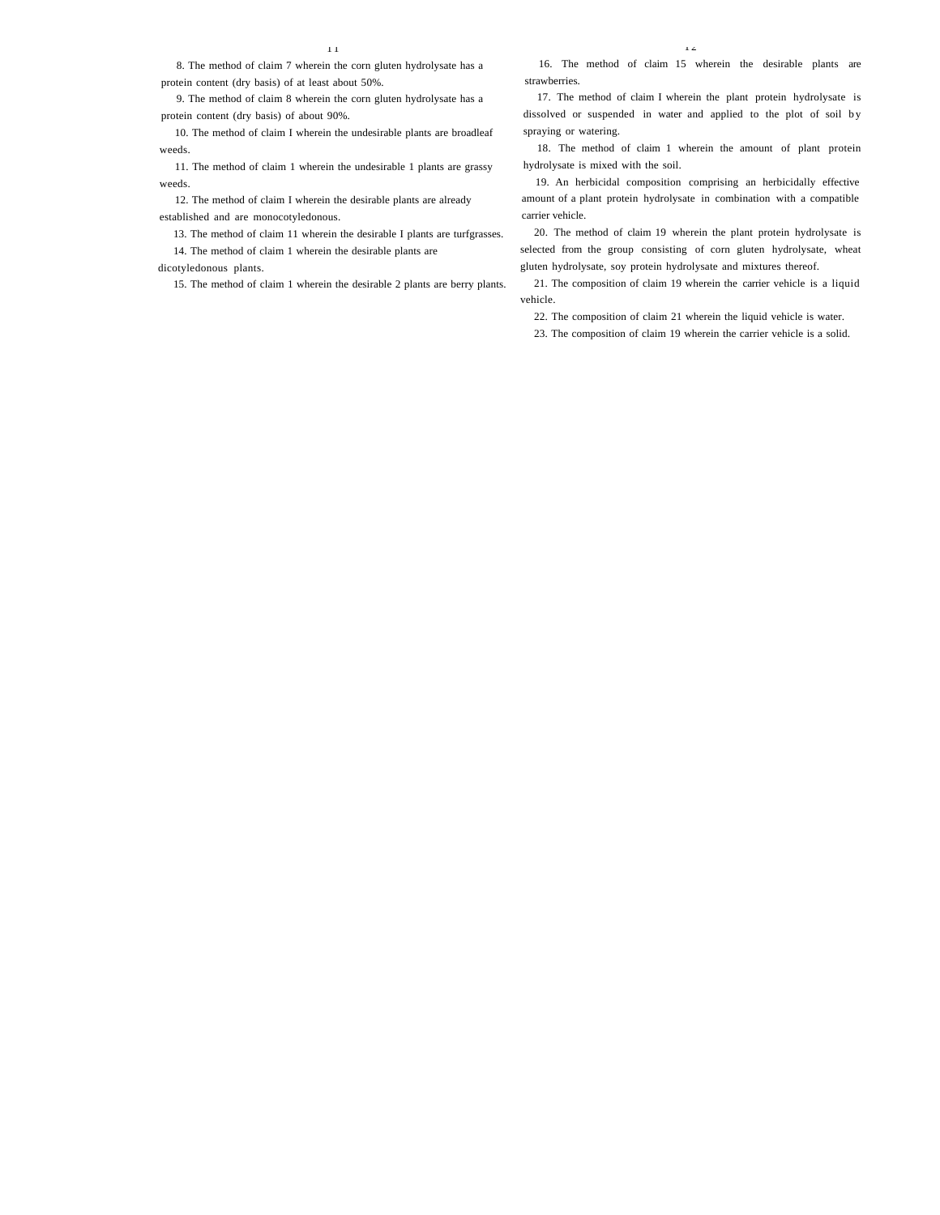8. The method of claim 7 wherein the corn gluten hydrolysate has a protein content (dry basis) of at least about 50%.

9. The method of claim 8 wherein the corn gluten hydrolysate has a protein content (dry basis) of about 90%.

10. The method of claim I wherein the undesirable plants are broadleaf weeds.

11. The method of claim 1 wherein the undesirable 1 plants are grassy weeds.

12. The method of claim I wherein the desirable plants are already established and are monocotyledonous.

13. The method of claim 11 wherein the desirable I plants are turfgrasses.

14. The method of claim 1 wherein the desirable plants are dicotyledonous plants.

15. The method of claim 1 wherein the desirable 2 plants are berry plants.

16. The method of claim 15 wherein the desirable plants are strawberries.

17. The method of claim I wherein the plant protein hydrolysate is dissolved or suspended in water and applied to the plot of soil by spraying or watering.

18. The method of claim 1 wherein the amount of plant protein hydrolysate is mixed with the soil.

19. An herbicidal composition comprising an herbicidally effective amount of a plant protein hydrolysate in combination with a compatible carrier vehicle.

20. The method of claim 19 wherein the plant protein hydrolysate is selected from the group consisting of corn gluten hydrolysate, wheat gluten hydrolysate, soy protein hydrolysate and mixtures thereof.

21. The composition of claim 19 wherein the carrier vehicle is a liquid vehicle.

22. The composition of claim 21 wherein the liquid vehicle is water.

23. The composition of claim 19 wherein the carrier vehicle is a solid.